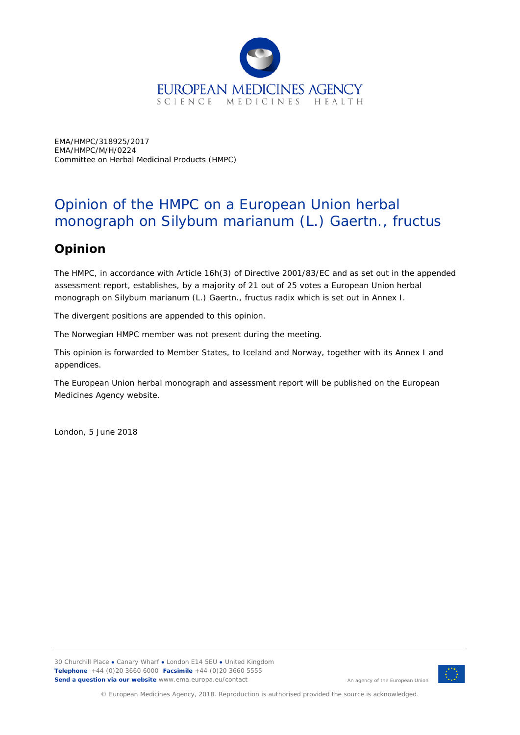EMA/HMPC/318925/2017
EMA/HMPC/M/H/0224
Committee on Herbal Medicinal Products (HMPC)

# Opinion of the HMPC on a European Union herbal monograph on Silybum marianum (L.) Gaertn., fructus

## Opinion

The HMPC, in accordance with Article 16h(3) of Directive 2001/83/EC and as set out in the appended assessment report, establishes, by a majority of 21 out of 25 votes a European Union herbal monograph on Silybum marianum (L.) Gaertn., fructus radix which is set out in Annex I.

The divergent positions are appended to this opinion.

The Norwegian HMPC member was not present during the meeting.

This opinion is forwarded to Member States, to Iceland and Norway, together with its Annex I and appendices.

The European Union herbal monograph and assessment report will be published on the European Medicines Agency website.

London, 5 June 2018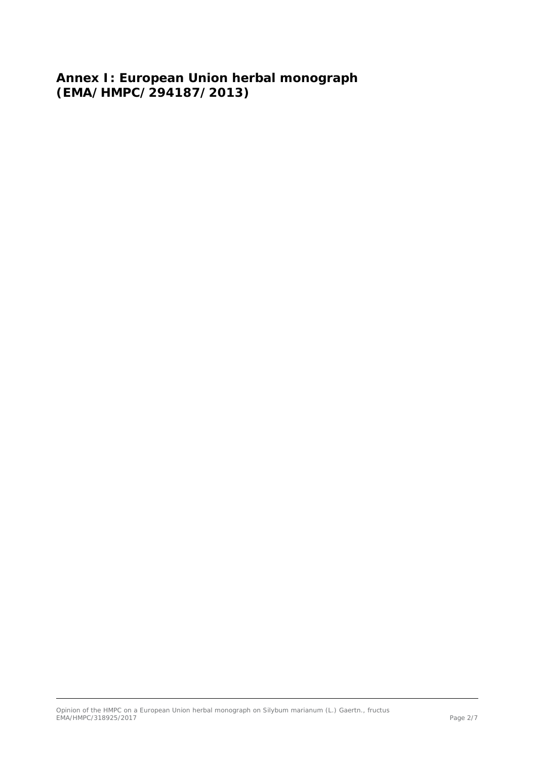# Annex I: European Union herbal monograph (EMA/HMPC/294187/2013)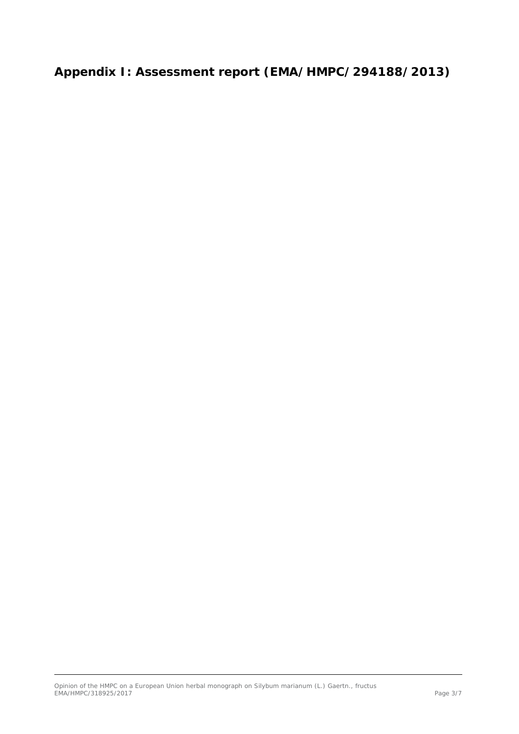# Appendix I: Assessment report (EMA/HMPC/294188/2013)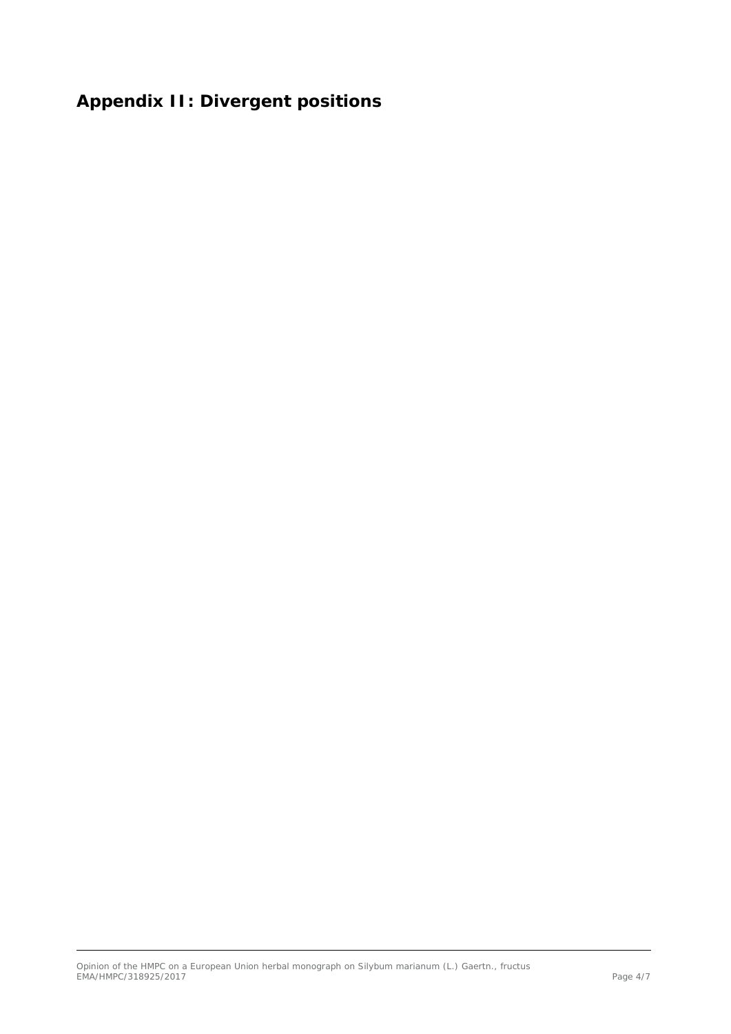## Appendix II: Divergent positions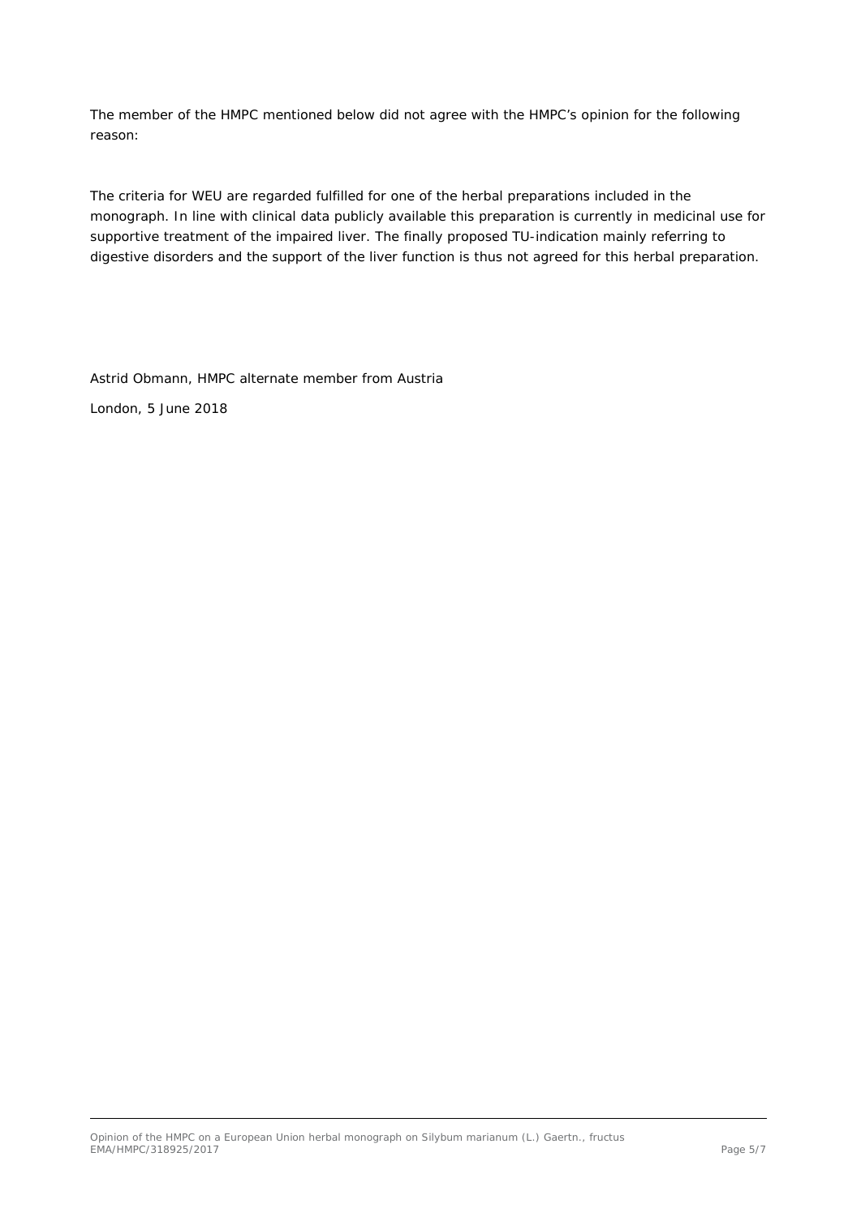The member of the HMPC mentioned below did not agree with the HMPC's opinion for the following reason:

The criteria for WEU are regarded fulfilled for one of the herbal preparations included in the monograph. In line with clinical data publicly available this preparation is currently in medicinal use for supportive treatment of the impaired liver. The finally proposed TU-indication mainly referring to digestive disorders and the support of the liver function is thus not agreed for this herbal preparation.

Astrid Obmann, HMPC alternate member from Austria

London, 5 June 2018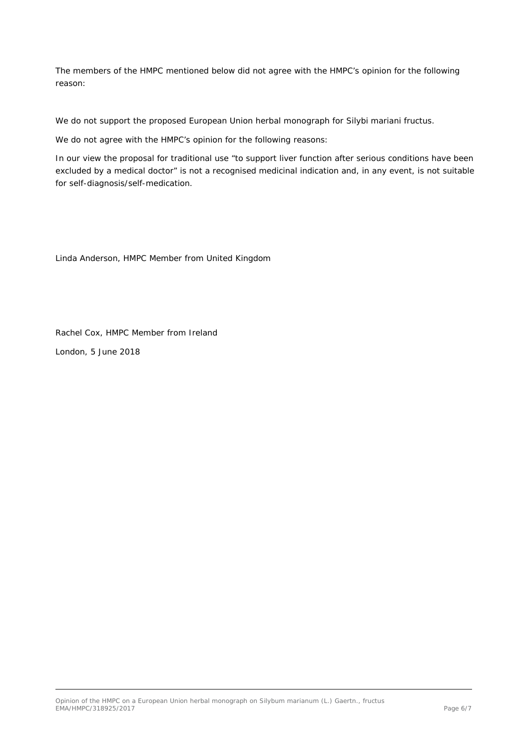The members of the HMPC mentioned below did not agree with the HMPC's opinion for the following reason:

We do not support the proposed European Union herbal monograph for *Silybi mariani fructus*.

We do not agree with the HMPC's opinion for the following reasons:

In our view the proposal for traditional use "to support liver function after serious conditions have been excluded by a medical doctor" is not a recognised medicinal indication and, in any event, is not suitable for self-diagnosis/self-medication.

Linda Anderson, HMPC Member from United Kingdom

Rachel Cox, HMPC Member from Ireland

London, 5 June 2018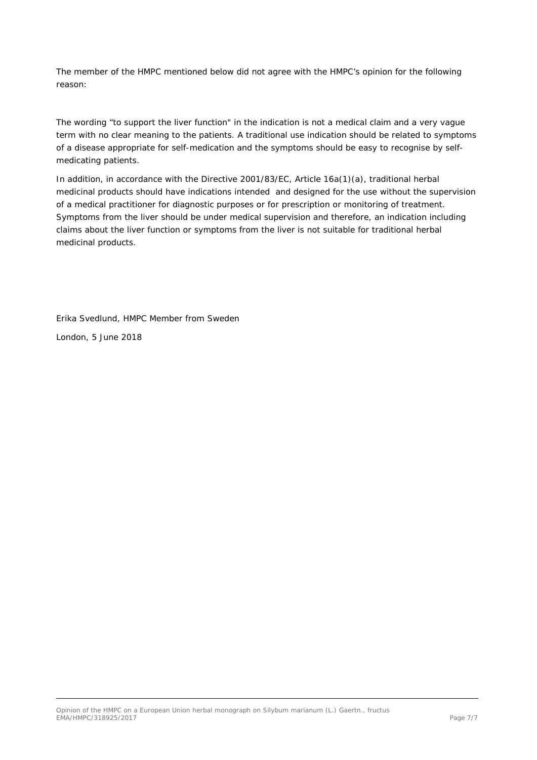The member of the HMPC mentioned below did not agree with the HMPC's opinion for the following reason:

The wording "to support the liver function" in the indication is not a medical claim and a very vague term with no clear meaning to the patients. A traditional use indication should be related to symptoms of a disease appropriate for self-medication and the symptoms should be easy to recognise by self-medicating patients.

In addition, in accordance with the Directive 2001/83/EC, Article 16a(1)(a), traditional herbal medicinal products should have indications intended and designed for the use without the supervision of a medical practitioner for diagnostic purposes or for prescription or monitoring of treatment. Symptoms from the liver should be under medical supervision and therefore, an indication including claims about the liver function or symptoms from the liver is not suitable for traditional herbal medicinal products.

Erika Svedlund, HMPC Member from Sweden

London, 5 June 2018